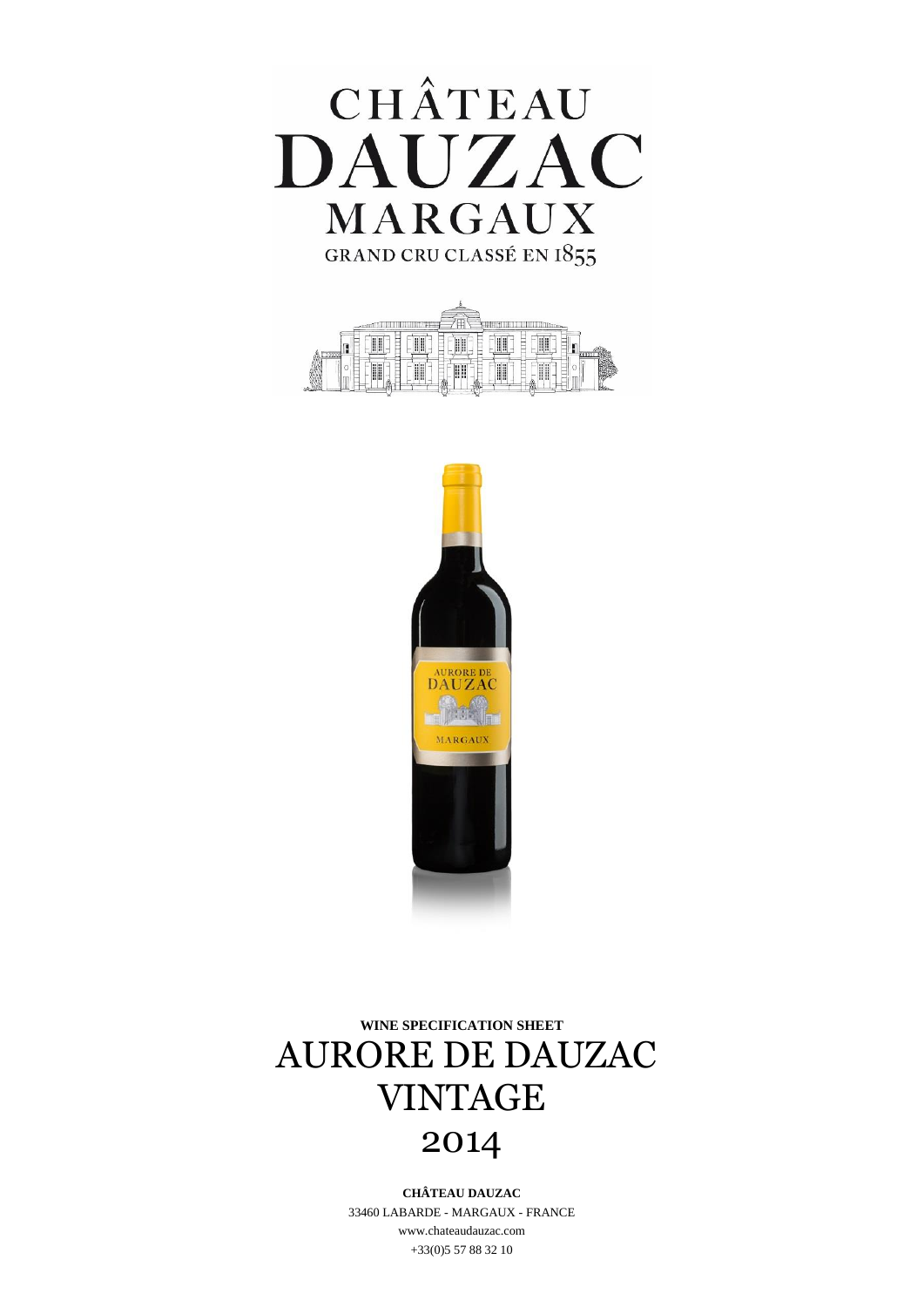# CHÂTEAU DAUZAC

MARGAUX

GRAND CRU CLASSÉ EN 1855

**WINE SPECIFICATION SHEET**

# AURORE DE DAUZAC VINTAGE 2014

**CHÂTEAU DAUZAC**

33460 LABARDE - MARGAUX - FRANCE

www.chateaudauzac.com

+33(0)5 57 88 32 10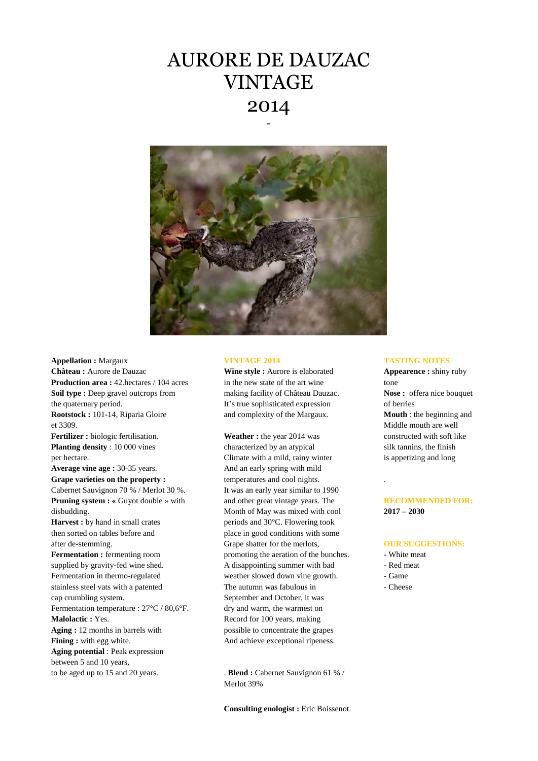# AURORE DE DAUZAC VINTAGE 2014

-

**Appellation :** Margaux
**Château :** Aurore de Dauzac
**Production area :** 42.hectares / 104 acres
**Soil type :** Deep gravel outcrops from the quaternary period.
**Rootstock :** 101-14, Riparia Gloire et 3309.
**Fertilizer :** biologic fertilisation.
**Planting density** : 10 000 vines per hectare.
**Average vine age :** 30-35 years.
**Grape varieties on the property :** Cabernet Sauvignon 70 % / Merlot 30 %.
**Pruning system : «** Guyot double » with disbudding.
**Harvest :** by hand in small crates then sorted on tables before and after de-stemming.
**Fermentation :** fermenting room supplied by gravity-fed wine shed. Fermentation in thermo-regulated stainless steel vats with a patented cap crumbling system.
Fermentation temperature : 27°C / 80,6°F.
**Malolactic :** Yes.
**Aging :** 12 months in barrels with
**Fining :** with egg white.
**Aging potential** : Peak expression between 5 and 10 years, to be aged up to 15 and 20 years.

## VINTAGE 2014

**Wine style :** Aurore is elaborated in the new state of the art wine making facility of Château Dauzac. It's true sophisticated expression and complexity of the Margaux.

**Weather :** the year 2014 was characterized by an atypical Climate with a mild, rainy winter And an early spring with mild temperatures and cool nights. It was an early year similar to 1990 and other great vintage years. The Month of May was mixed with cool periods and 30°C. Flowering took place in good conditions with some Grape shatter for the merlots, promoting the aeration of the bunches. A disappointing summer with bad weather slowed down vine growth. The autumn was fabulous in September and October, it was dry and warm, the warmest on Record for 100 years, making possible to concentrate the grapes And achieve exceptional ripeness.

. **Blend :** Cabernet Sauvignon 61 % / Merlot 39%

**Consulting enologist :** Eric Boissenot.

## TASTING NOTES

**Appearence :** shiny ruby tone
**Nose :** offera nice bouquet of berries
**Mouth** : the beginning and Middle mouth are well constructed with soft like silk tannins, the finish is appetizing and long

.

## RECOMMENDED FOR:

**2017 – 2030**

## OUR SUGGESTIONS:

- White meat
- Red meat
- Game
- Cheese